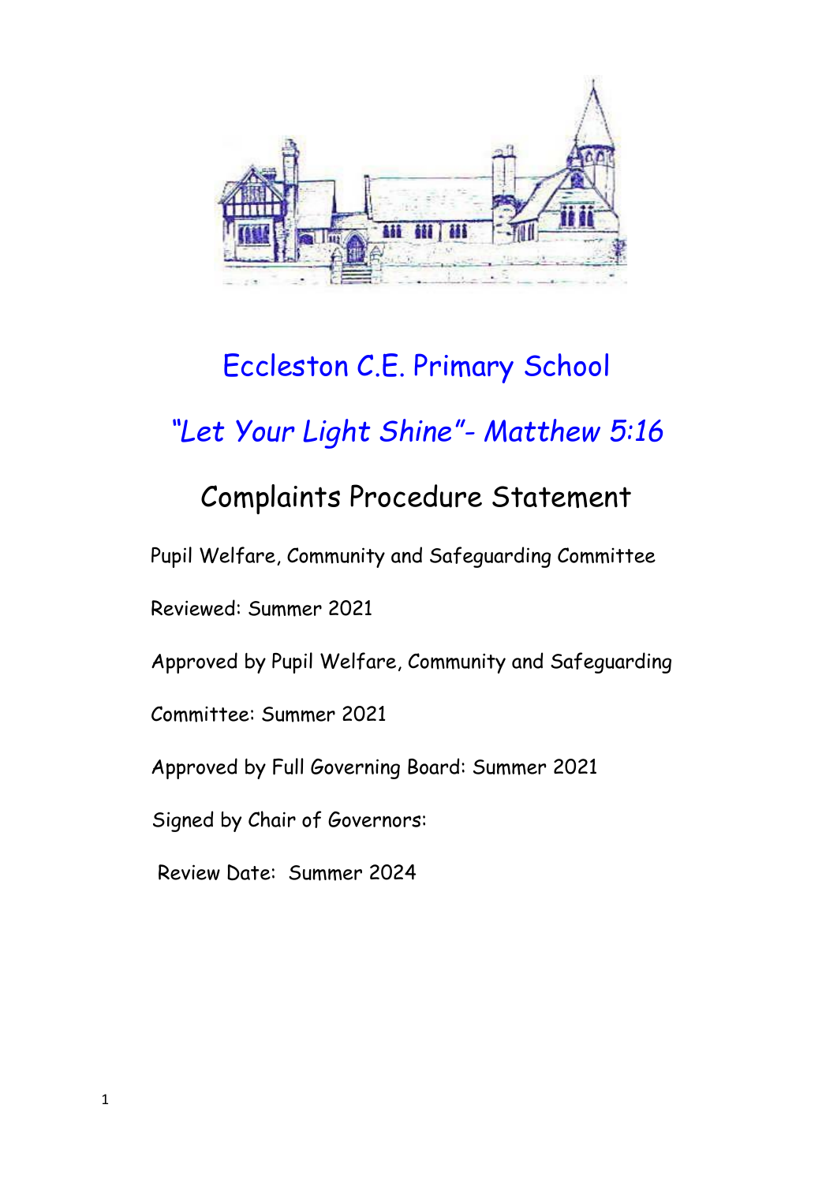# Eccleston C.E. Primary School

## *"Let Your Light Shine"- Matthew 5:16*

## Complaints Procedure Statement

Pupil Welfare, Community and Safeguarding Committee

Reviewed: Summer 2021

Approved by Pupil Welfare, Community and Safeguarding

Committee: Summer 2021

Approved by Full Governing Board: Summer 2021

Signed by Chair of Governors:

Review Date: Summer 2024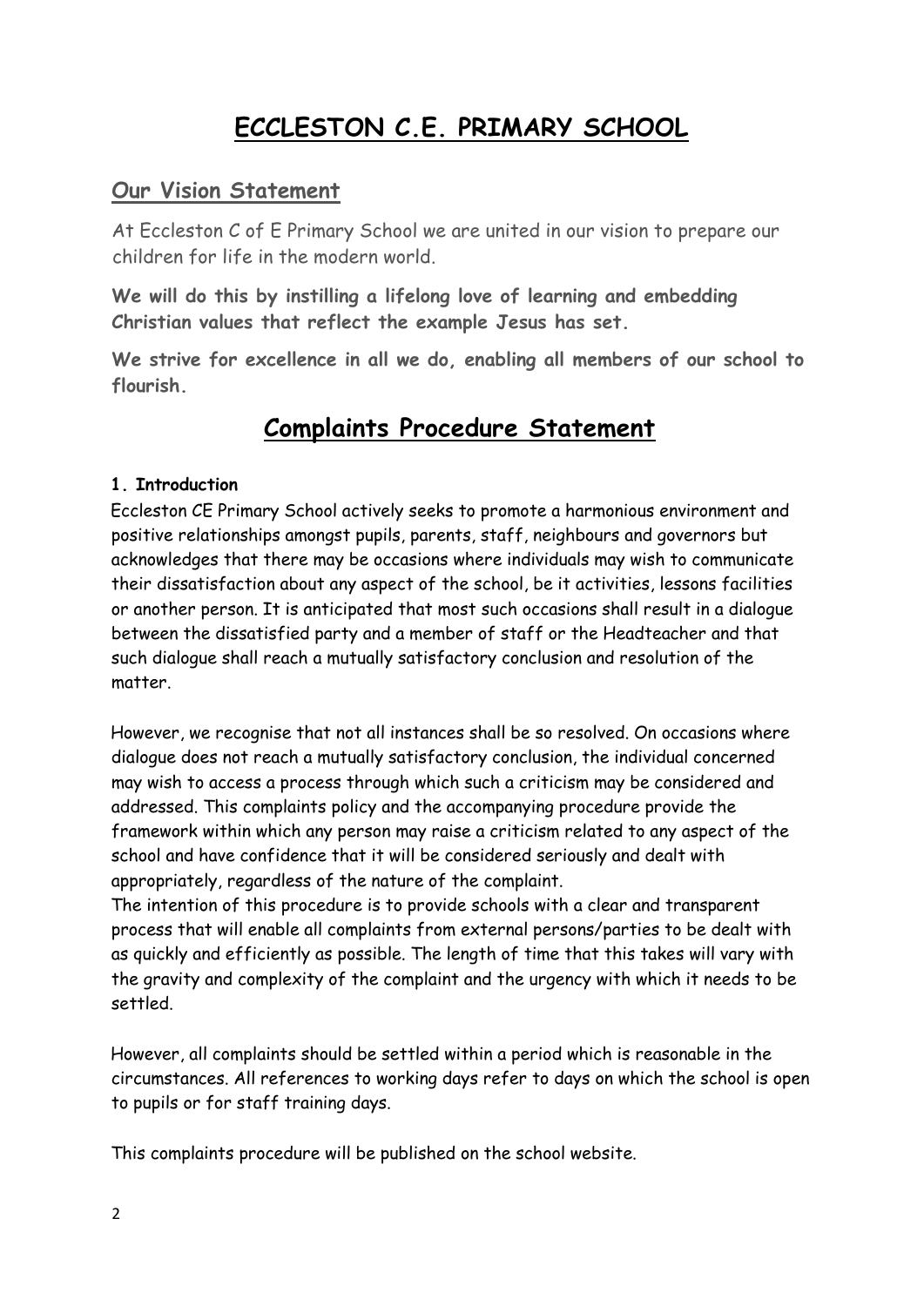# ECCLESTON C.E. PRIMARY SCHOOL

## Our Vision Statement

At Eccleston C of E Primary School we are united in our vision to prepare our children for life in the modern world.

**We will do this by instilling a lifelong love of learning and embedding Christian values that reflect the example Jesus has set.**

**We strive for excellence in all we do, enabling all members of our school to flourish.**

# Complaints Procedure Statement

**1. Introduction**

Eccleston CE Primary School actively seeks to promote a harmonious environment and positive relationships amongst pupils, parents, staff, neighbours and governors but acknowledges that there may be occasions where individuals may wish to communicate their dissatisfaction about any aspect of the school, be it activities, lessons facilities or another person. It is anticipated that most such occasions shall result in a dialogue between the dissatisfied party and a member of staff or the Headteacher and that such dialogue shall reach a mutually satisfactory conclusion and resolution of the matter.

However, we recognise that not all instances shall be so resolved. On occasions where dialogue does not reach a mutually satisfactory conclusion, the individual concerned may wish to access a process through which such a criticism may be considered and addressed. This complaints policy and the accompanying procedure provide the framework within which any person may raise a criticism related to any aspect of the school and have confidence that it will be considered seriously and dealt with appropriately, regardless of the nature of the complaint.

The intention of this procedure is to provide schools with a clear and transparent process that will enable all complaints from external persons/parties to be dealt with as quickly and efficiently as possible. The length of time that this takes will vary with the gravity and complexity of the complaint and the urgency with which it needs to be settled.

However, all complaints should be settled within a period which is reasonable in the circumstances. All references to working days refer to days on which the school is open to pupils or for staff training days.

This complaints procedure will be published on the school website.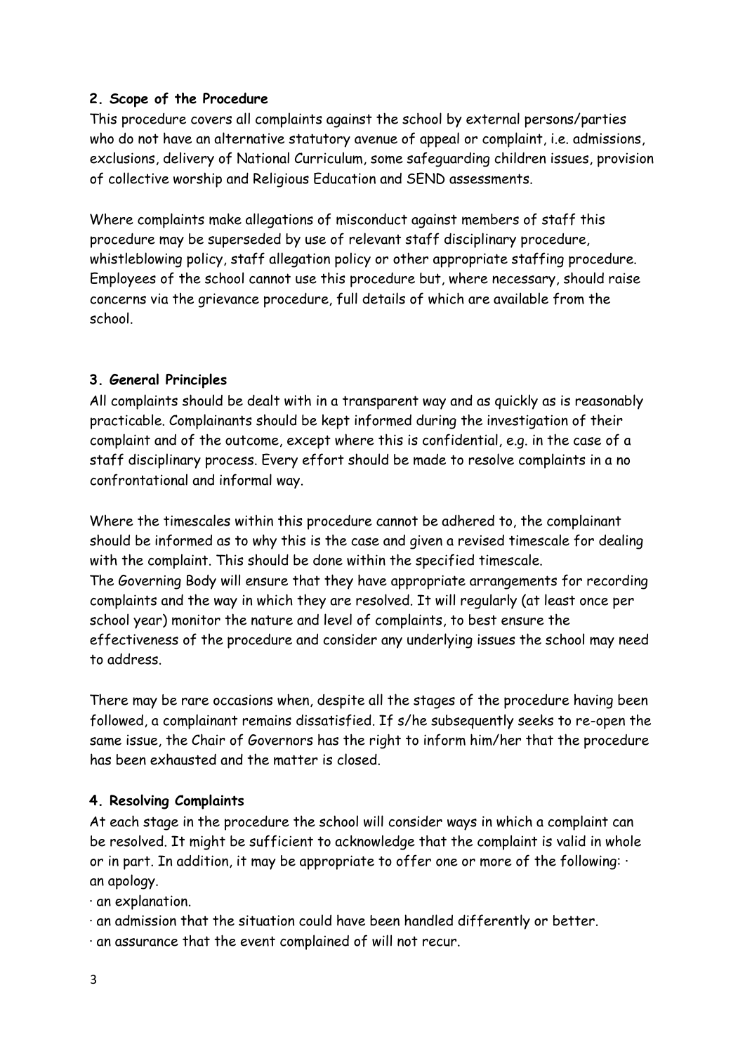**2. Scope of the Procedure**

This procedure covers all complaints against the school by external persons/parties who do not have an alternative statutory avenue of appeal or complaint, i.e. admissions, exclusions, delivery of National Curriculum, some safeguarding children issues, provision of collective worship and Religious Education and SEND assessments.

Where complaints make allegations of misconduct against members of staff this procedure may be superseded by use of relevant staff disciplinary procedure, whistleblowing policy, staff allegation policy or other appropriate staffing procedure. Employees of the school cannot use this procedure but, where necessary, should raise concerns via the grievance procedure, full details of which are available from the school.

**3. General Principles**

All complaints should be dealt with in a transparent way and as quickly as is reasonably practicable. Complainants should be kept informed during the investigation of their complaint and of the outcome, except where this is confidential, e.g. in the case of a staff disciplinary process. Every effort should be made to resolve complaints in a no confrontational and informal way.

Where the timescales within this procedure cannot be adhered to, the complainant should be informed as to why this is the case and given a revised timescale for dealing with the complaint. This should be done within the specified timescale.
The Governing Body will ensure that they have appropriate arrangements for recording complaints and the way in which they are resolved. It will regularly (at least once per school year) monitor the nature and level of complaints, to best ensure the effectiveness of the procedure and consider any underlying issues the school may need to address.

There may be rare occasions when, despite all the stages of the procedure having been followed, a complainant remains dissatisfied. If s/he subsequently seeks to re-open the same issue, the Chair of Governors has the right to inform him/her that the procedure has been exhausted and the matter is closed.

**4. Resolving Complaints**

At each stage in the procedure the school will consider ways in which a complaint can be resolved. It might be sufficient to acknowledge that the complaint is valid in whole or in part. In addition, it may be appropriate to offer one or more of the following:

- an apology.
- an explanation.
- an admission that the situation could have been handled differently or better.
- an assurance that the event complained of will not recur.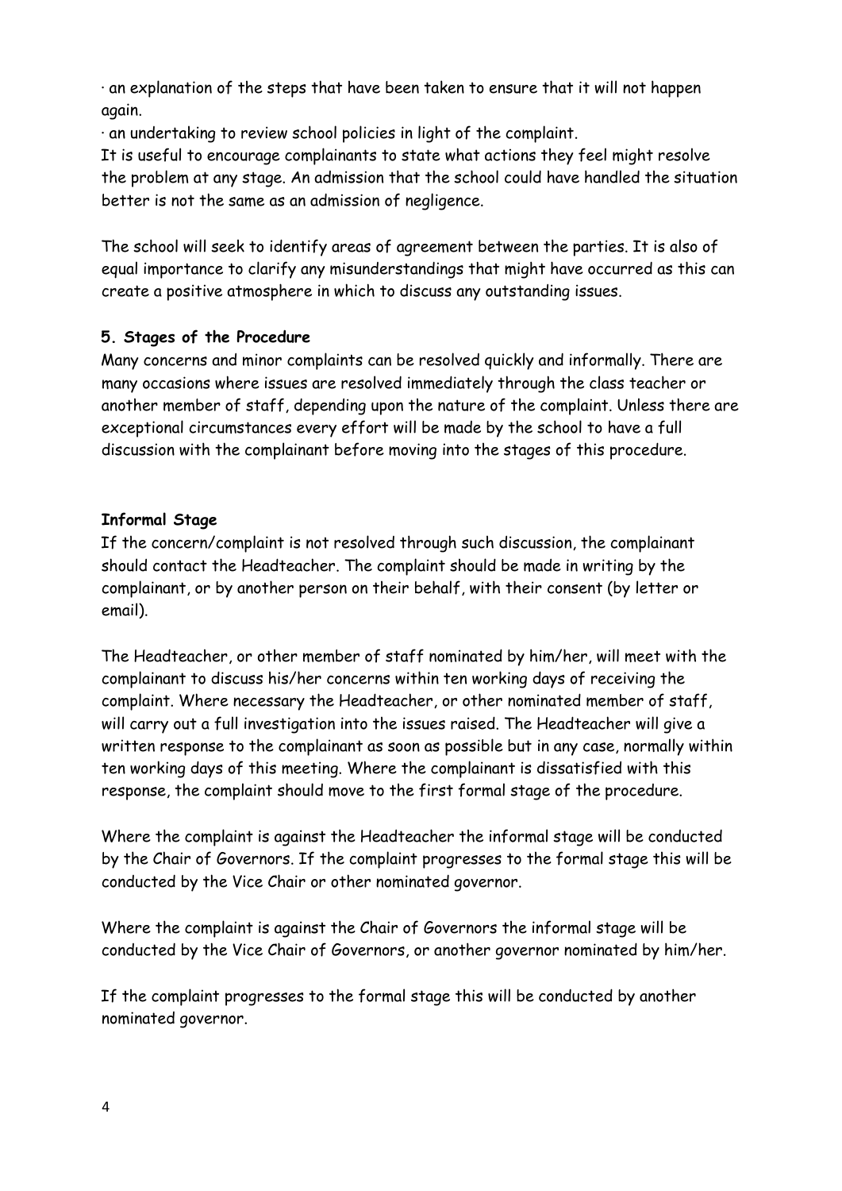· an explanation of the steps that have been taken to ensure that it will not happen again.

· an undertaking to review school policies in light of the complaint.

It is useful to encourage complainants to state what actions they feel might resolve the problem at any stage. An admission that the school could have handled the situation better is not the same as an admission of negligence.

The school will seek to identify areas of agreement between the parties. It is also of equal importance to clarify any misunderstandings that might have occurred as this can create a positive atmosphere in which to discuss any outstanding issues.

**5. Stages of the Procedure**

Many concerns and minor complaints can be resolved quickly and informally. There are many occasions where issues are resolved immediately through the class teacher or another member of staff, depending upon the nature of the complaint. Unless there are exceptional circumstances every effort will be made by the school to have a full discussion with the complainant before moving into the stages of this procedure.

**Informal Stage**

If the concern/complaint is not resolved through such discussion, the complainant should contact the Headteacher. The complaint should be made in writing by the complainant, or by another person on their behalf, with their consent (by letter or email).

The Headteacher, or other member of staff nominated by him/her, will meet with the complainant to discuss his/her concerns within ten working days of receiving the complaint. Where necessary the Headteacher, or other nominated member of staff, will carry out a full investigation into the issues raised. The Headteacher will give a written response to the complainant as soon as possible but in any case, normally within ten working days of this meeting. Where the complainant is dissatisfied with this response, the complaint should move to the first formal stage of the procedure.

Where the complaint is against the Headteacher the informal stage will be conducted by the Chair of Governors. If the complaint progresses to the formal stage this will be conducted by the Vice Chair or other nominated governor.

Where the complaint is against the Chair of Governors the informal stage will be conducted by the Vice Chair of Governors, or another governor nominated by him/her.

If the complaint progresses to the formal stage this will be conducted by another nominated governor.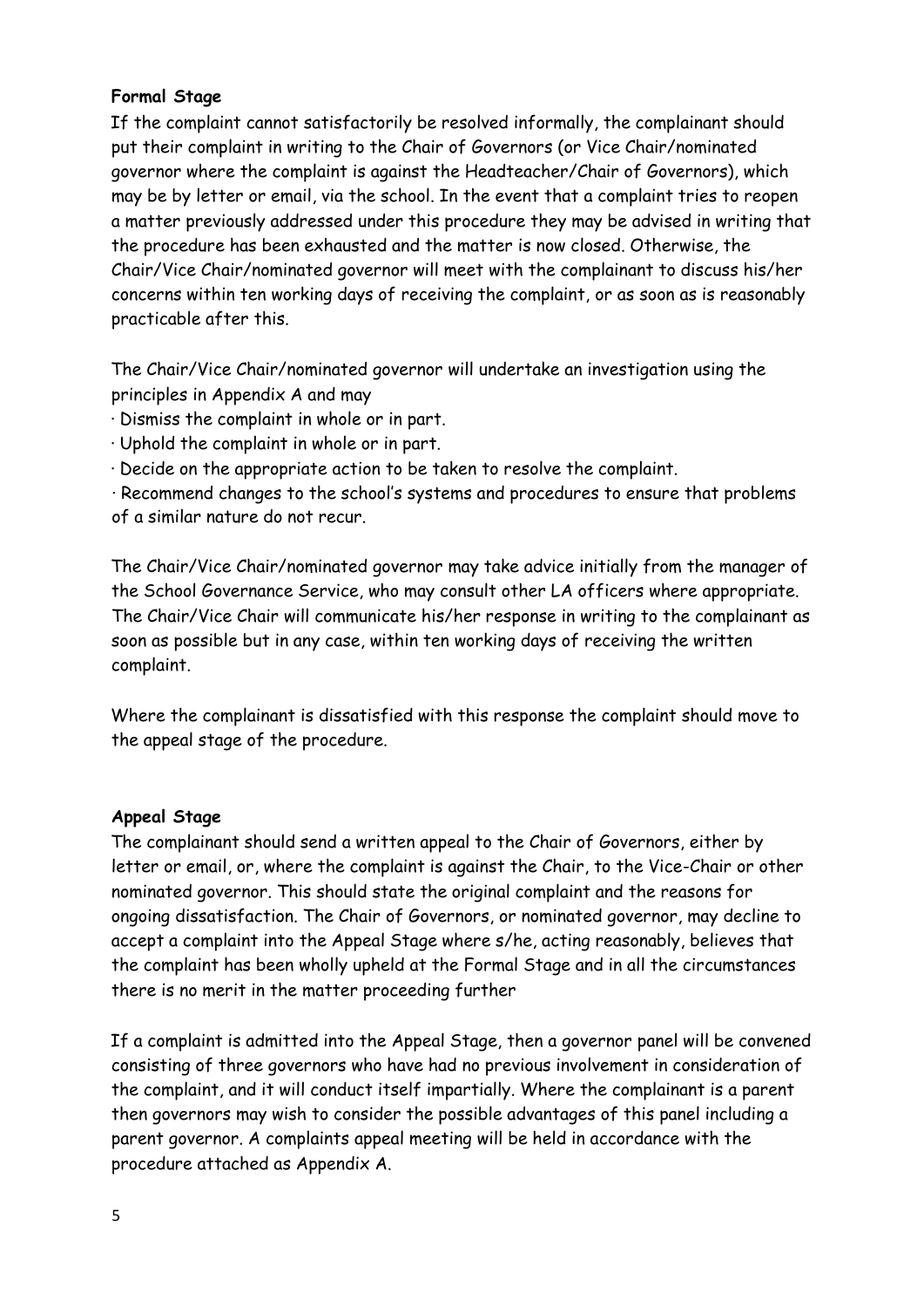**Formal Stage**

If the complaint cannot satisfactorily be resolved informally, the complainant should put their complaint in writing to the Chair of Governors (or Vice Chair/nominated governor where the complaint is against the Headteacher/Chair of Governors), which may be by letter or email, via the school. In the event that a complaint tries to reopen a matter previously addressed under this procedure they may be advised in writing that the procedure has been exhausted and the matter is now closed. Otherwise, the Chair/Vice Chair/nominated governor will meet with the complainant to discuss his/her concerns within ten working days of receiving the complaint, or as soon as is reasonably practicable after this.

The Chair/Vice Chair/nominated governor will undertake an investigation using the principles in Appendix A and may

- Dismiss the complaint in whole or in part.
- Uphold the complaint in whole or in part.
- Decide on the appropriate action to be taken to resolve the complaint.
- Recommend changes to the school's systems and procedures to ensure that problems of a similar nature do not recur.

The Chair/Vice Chair/nominated governor may take advice initially from the manager of the School Governance Service, who may consult other LA officers where appropriate. The Chair/Vice Chair will communicate his/her response in writing to the complainant as soon as possible but in any case, within ten working days of receiving the written complaint.

Where the complainant is dissatisfied with this response the complaint should move to the appeal stage of the procedure.

**Appeal Stage**

The complainant should send a written appeal to the Chair of Governors, either by letter or email, or, where the complaint is against the Chair, to the Vice-Chair or other nominated governor. This should state the original complaint and the reasons for ongoing dissatisfaction. The Chair of Governors, or nominated governor, may decline to accept a complaint into the Appeal Stage where s/he, acting reasonably, believes that the complaint has been wholly upheld at the Formal Stage and in all the circumstances there is no merit in the matter proceeding further

If a complaint is admitted into the Appeal Stage, then a governor panel will be convened consisting of three governors who have had no previous involvement in consideration of the complaint, and it will conduct itself impartially. Where the complainant is a parent then governors may wish to consider the possible advantages of this panel including a parent governor. A complaints appeal meeting will be held in accordance with the procedure attached as Appendix A.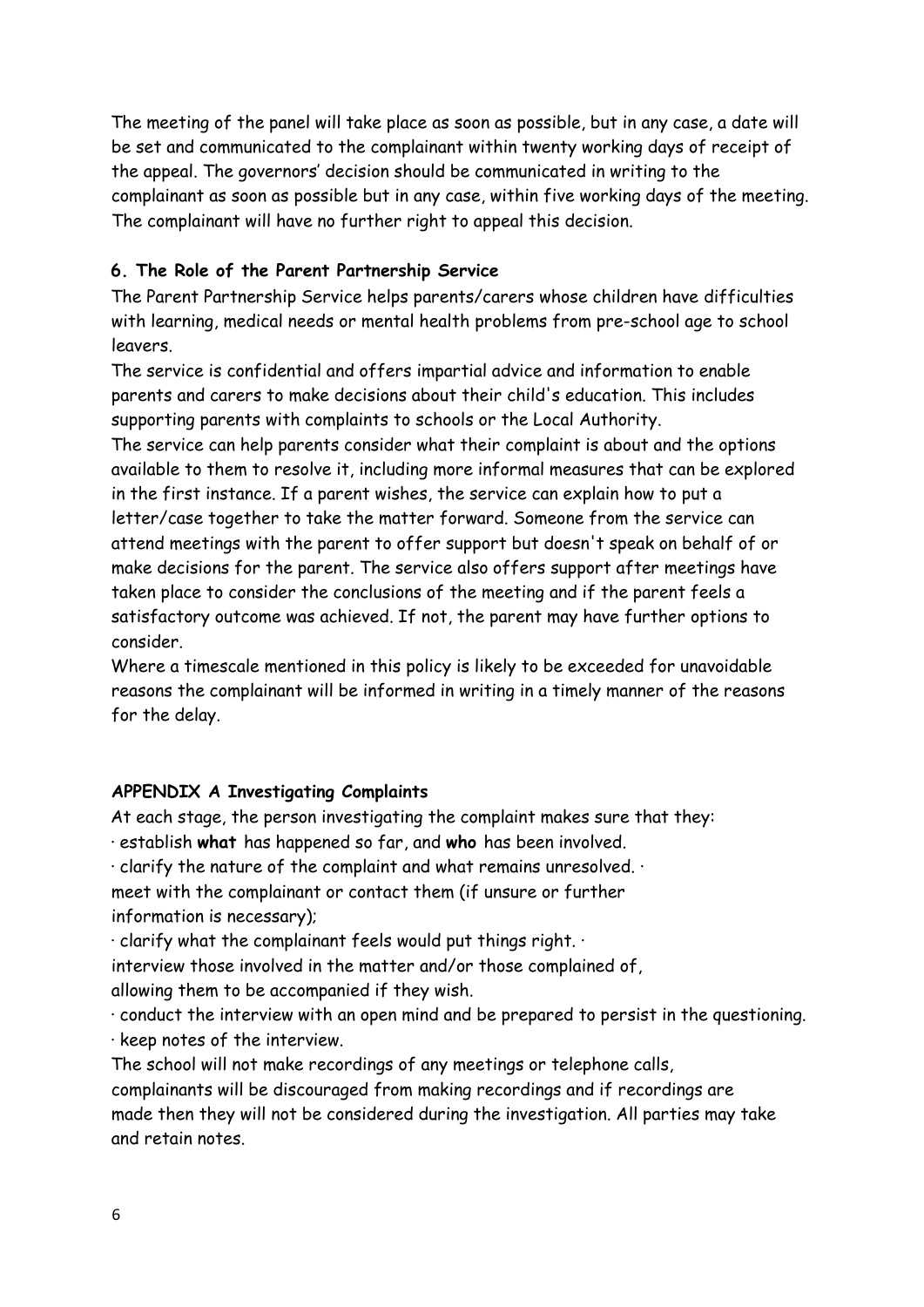The meeting of the panel will take place as soon as possible, but in any case, a date will be set and communicated to the complainant within twenty working days of receipt of the appeal. The governors' decision should be communicated in writing to the complainant as soon as possible but in any case, within five working days of the meeting. The complainant will have no further right to appeal this decision.

**6. The Role of the Parent Partnership Service**

The Parent Partnership Service helps parents/carers whose children have difficulties with learning, medical needs or mental health problems from pre-school age to school leavers.

The service is confidential and offers impartial advice and information to enable parents and carers to make decisions about their child's education. This includes supporting parents with complaints to schools or the Local Authority.

The service can help parents consider what their complaint is about and the options available to them to resolve it, including more informal measures that can be explored in the first instance. If a parent wishes, the service can explain how to put a letter/case together to take the matter forward. Someone from the service can attend meetings with the parent to offer support but doesn't speak on behalf of or make decisions for the parent. The service also offers support after meetings have taken place to consider the conclusions of the meeting and if the parent feels a satisfactory outcome was achieved. If not, the parent may have further options to consider.

Where a timescale mentioned in this policy is likely to be exceeded for unavoidable reasons the complainant will be informed in writing in a timely manner of the reasons for the delay.

**APPENDIX A Investigating Complaints**

At each stage, the person investigating the complaint makes sure that they:

- establish **what** has happened so far, and **who** has been involved.
- clarify the nature of the complaint and what remains unresolved.
- meet with the complainant or contact them (if unsure or further information is necessary);
- clarify what the complainant feels would put things right.
- interview those involved in the matter and/or those complained of, allowing them to be accompanied if they wish.
- conduct the interview with an open mind and be prepared to persist in the questioning.
- keep notes of the interview.

The school will not make recordings of any meetings or telephone calls, complainants will be discouraged from making recordings and if recordings are made then they will not be considered during the investigation. All parties may take and retain notes.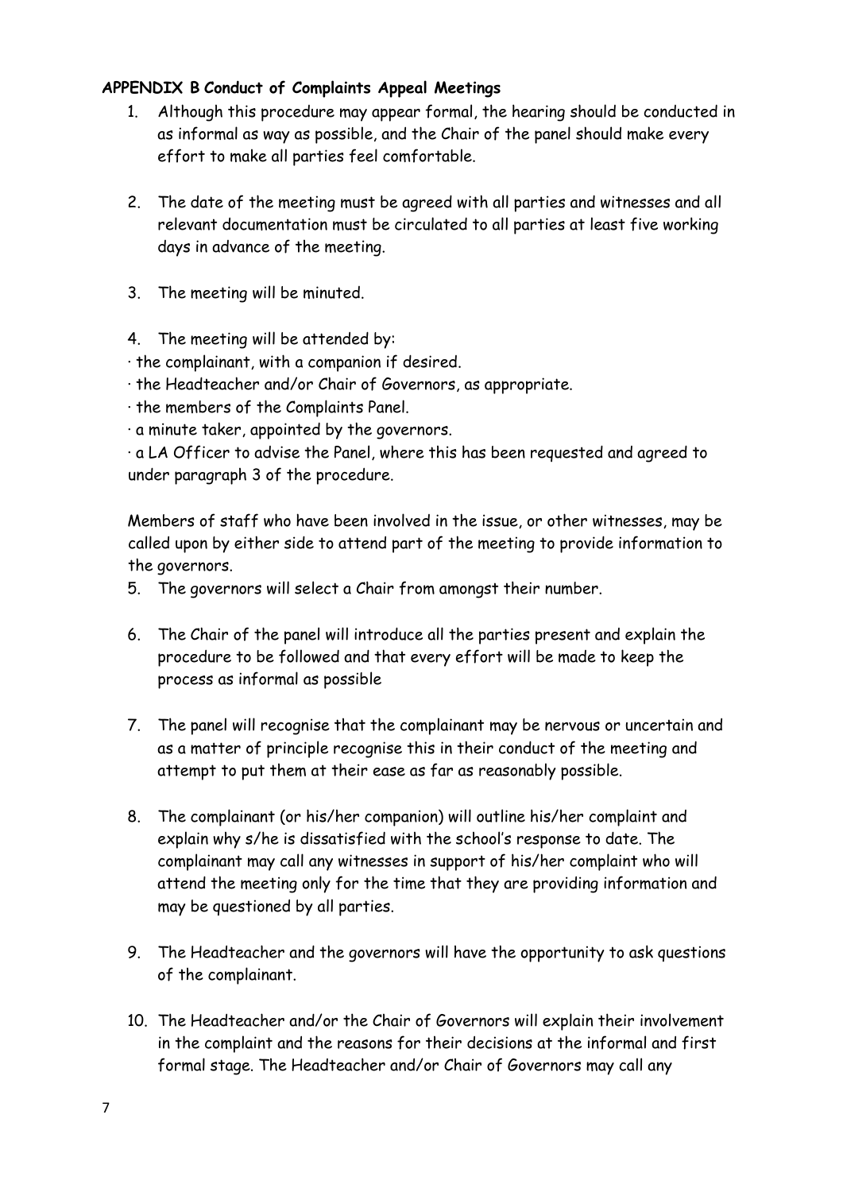**APPENDIX B Conduct of Complaints Appeal Meetings**

1. Although this procedure may appear formal, the hearing should be conducted in as informal as way as possible, and the Chair of the panel should make every effort to make all parties feel comfortable.

2. The date of the meeting must be agreed with all parties and witnesses and all relevant documentation must be circulated to all parties at least five working days in advance of the meeting.

3. The meeting will be minuted.

4. The meeting will be attended by:

· the complainant, with a companion if desired.
· the Headteacher and/or Chair of Governors, as appropriate.
· the members of the Complaints Panel.
· a minute taker, appointed by the governors.
· a LA Officer to advise the Panel, where this has been requested and agreed to under paragraph 3 of the procedure.

Members of staff who have been involved in the issue, or other witnesses, may be called upon by either side to attend part of the meeting to provide information to the governors.

5. The governors will select a Chair from amongst their number.

6. The Chair of the panel will introduce all the parties present and explain the procedure to be followed and that every effort will be made to keep the process as informal as possible

7. The panel will recognise that the complainant may be nervous or uncertain and as a matter of principle recognise this in their conduct of the meeting and attempt to put them at their ease as far as reasonably possible.

8. The complainant (or his/her companion) will outline his/her complaint and explain why s/he is dissatisfied with the school's response to date. The complainant may call any witnesses in support of his/her complaint who will attend the meeting only for the time that they are providing information and may be questioned by all parties.

9. The Headteacher and the governors will have the opportunity to ask questions of the complainant.

10. The Headteacher and/or the Chair of Governors will explain their involvement in the complaint and the reasons for their decisions at the informal and first formal stage. The Headteacher and/or Chair of Governors may call any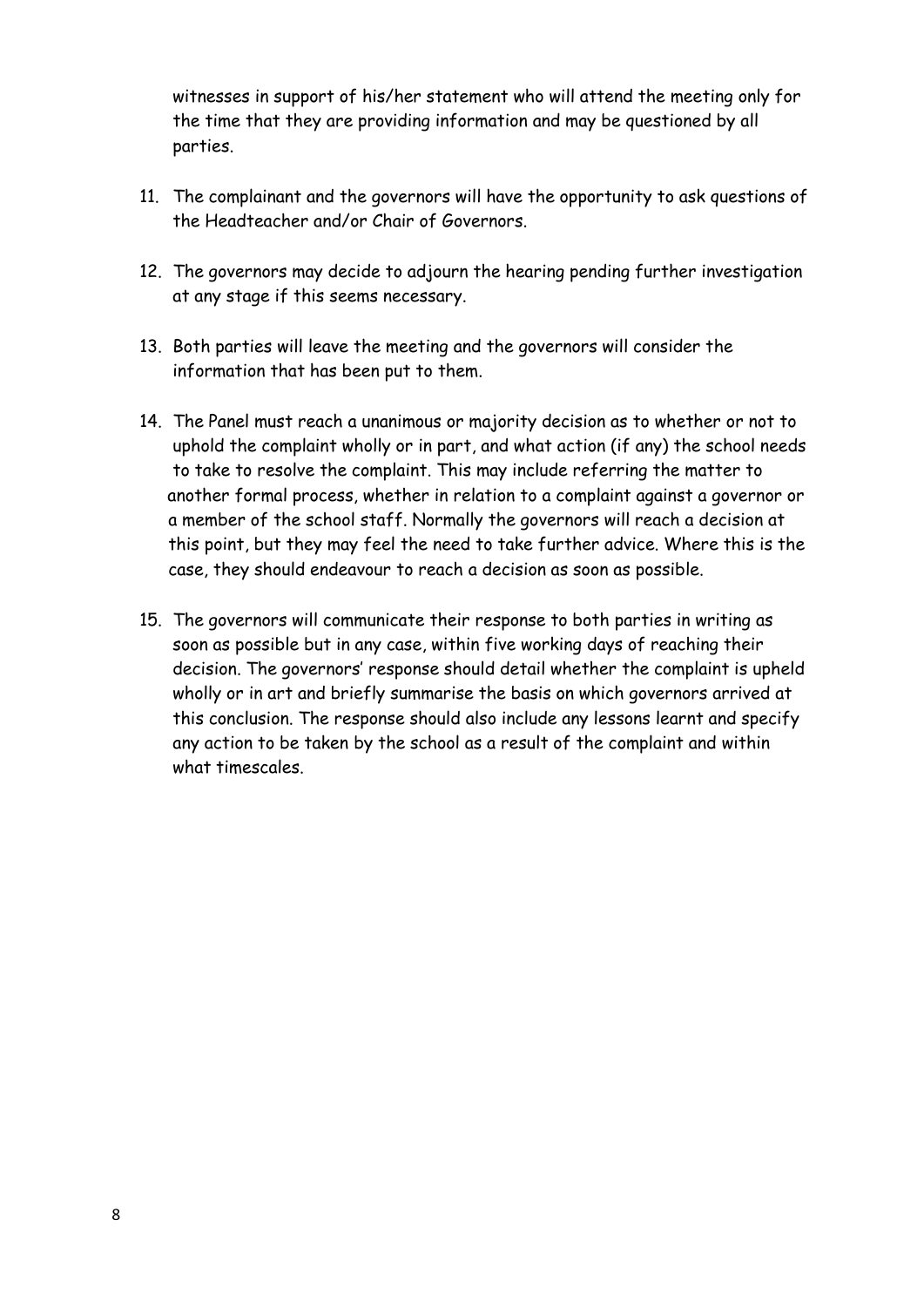witnesses in support of his/her statement who will attend the meeting only for the time that they are providing information and may be questioned by all parties.

11. The complainant and the governors will have the opportunity to ask questions of the Headteacher and/or Chair of Governors.

12. The governors may decide to adjourn the hearing pending further investigation at any stage if this seems necessary.

13. Both parties will leave the meeting and the governors will consider the information that has been put to them.

14. The Panel must reach a unanimous or majority decision as to whether or not to uphold the complaint wholly or in part, and what action (if any) the school needs to take to resolve the complaint. This may include referring the matter to another formal process, whether in relation to a complaint against a governor or a member of the school staff. Normally the governors will reach a decision at this point, but they may feel the need to take further advice. Where this is the case, they should endeavour to reach a decision as soon as possible.

15. The governors will communicate their response to both parties in writing as soon as possible but in any case, within five working days of reaching their decision. The governors' response should detail whether the complaint is upheld wholly or in art and briefly summarise the basis on which governors arrived at this conclusion. The response should also include any lessons learnt and specify any action to be taken by the school as a result of the complaint and within what timescales.